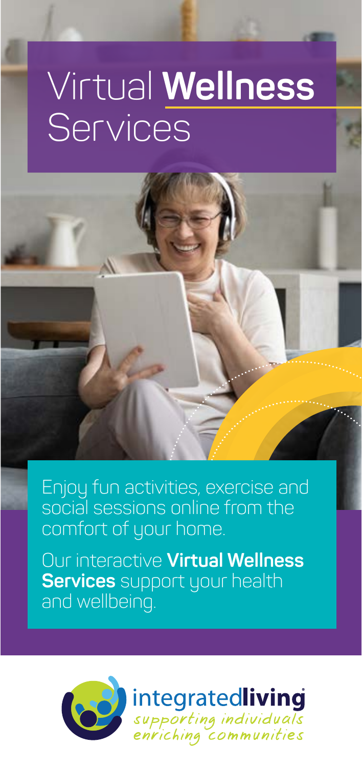# Virtual **Wellness** Services

Enjoy fun activities, exercise and social sessions online from the comfort of your home.

Our interactive **Virtual Wellness Services** support your health and wellbeing.

integrated**living**

*supporting individuals enriching communities*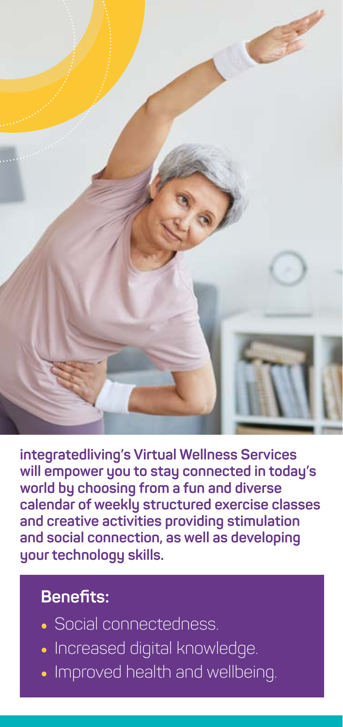**integratedliving's Virtual Wellness Services will empower you to stay connected in today's world by choosing from a fun and diverse calendar of weekly structured exercise classes and creative activities providing stimulation and social connection, as well as developing your technology skills.**

## Benefits:

- Social connectedness.
- Increased digital knowledge.
- Improved health and wellbeing.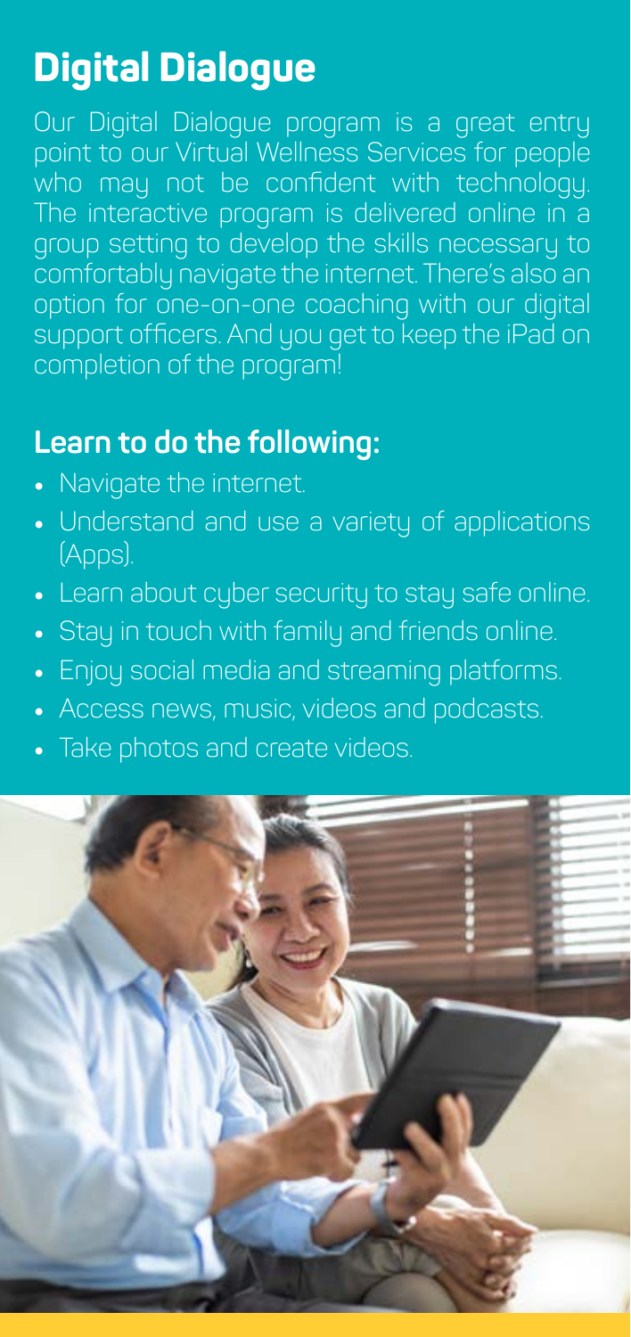# Digital Dialogue

Our Digital Dialogue program is a great entry point to our Virtual Wellness Services for people who may not be confident with technology. The interactive program is delivered online in a group setting to develop the skills necessary to comfortably navigate the internet. There's also an option for one-on-one coaching with our digital support officers. And you get to keep the iPad on completion of the program!

## Learn to do the following:

- Navigate the internet.
- Understand and use a variety of applications (Apps).
- Learn about cyber security to stay safe online.
- Stay in touch with family and friends online.
- Enjoy social media and streaming platforms.
- Access news, music, videos and podcasts.
- Take photos and create videos.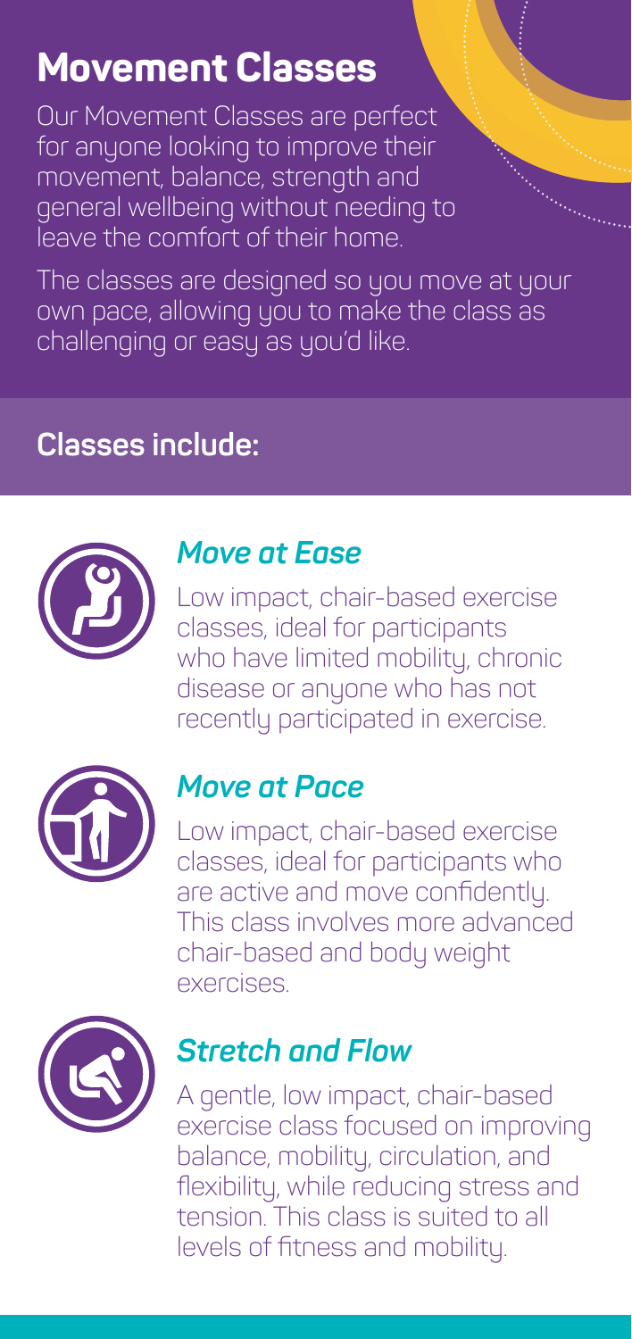# Movement Classes

Our Movement Classes are perfect for anyone looking to improve their movement, balance, strength and general wellbeing without needing to leave the comfort of their home.

The classes are designed so you move at your own pace, allowing you to make the class as challenging or easy as you'd like.

## Classes include:

### *Move at Ease*

Low impact, chair-based exercise classes, ideal for participants who have limited mobility, chronic disease or anyone who has not recently participated in exercise.

### *Move at Pace*

Low impact, chair-based exercise classes, ideal for participants who are active and move confidently. This class involves more advanced chair-based and body weight exercises.

### *Stretch and Flow*

A gentle, low impact, chair-based exercise class focused on improving balance, mobility, circulation, and flexibility, while reducing stress and tension. This class is suited to all levels of fitness and mobility.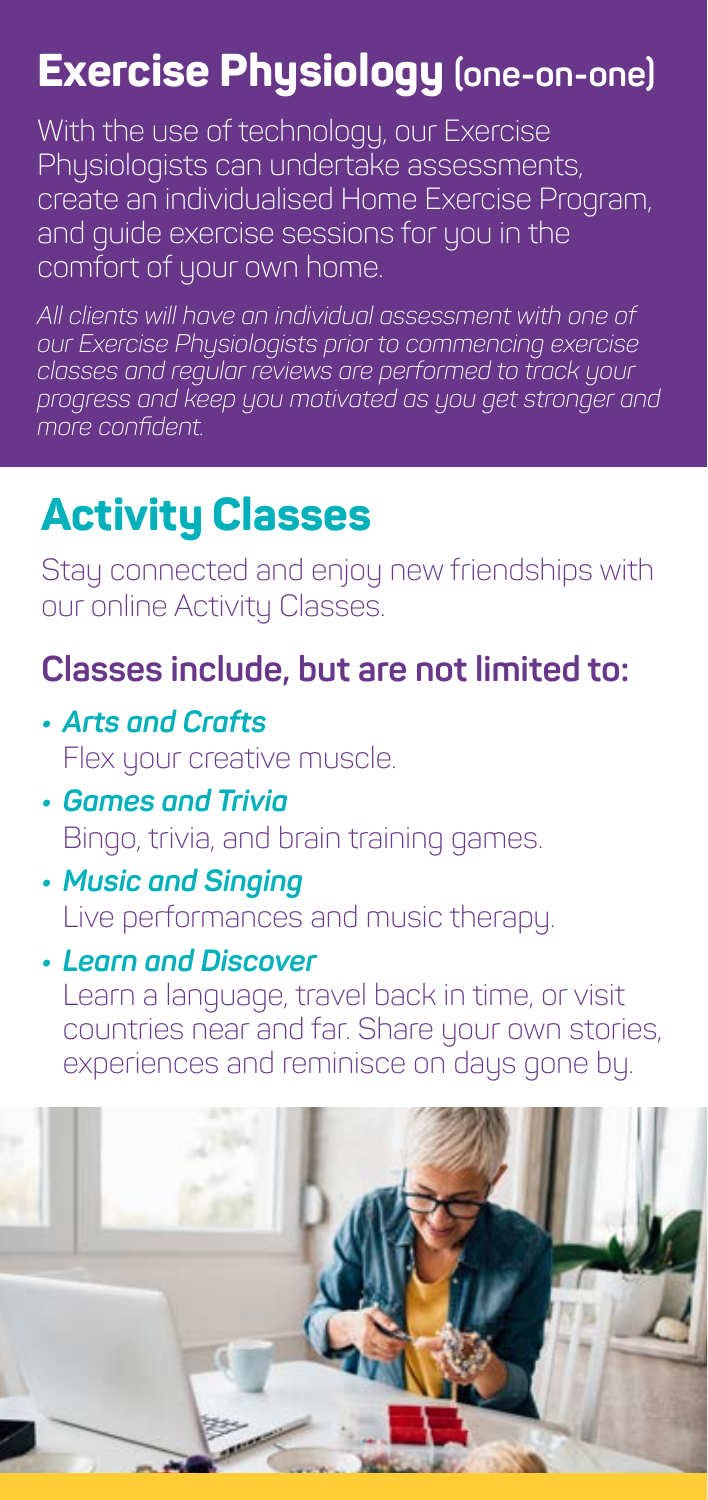## Exercise Physiology (one-on-one)

With the use of technology, our Exercise Physiologists can undertake assessments, create an individualised Home Exercise Program, and guide exercise sessions for you in the comfort of your own home.

*All clients will have an individual assessment with one of our Exercise Physiologists prior to commencing exercise classes and regular reviews are performed to track your progress and keep you motivated as you get stronger and more confident.*

## Activity Classes

Stay connected and enjoy new friendships with our online Activity Classes.

### Classes include, but are not limited to:

- ***Arts and Crafts***
  Flex your creative muscle.
- ***Games and Trivia***
  Bingo, trivia, and brain training games.
- ***Music and Singing***
  Live performances and music therapy.
- ***Learn and Discover***
  Learn a language, travel back in time, or visit countries near and far. Share your own stories, experiences and reminisce on days gone by.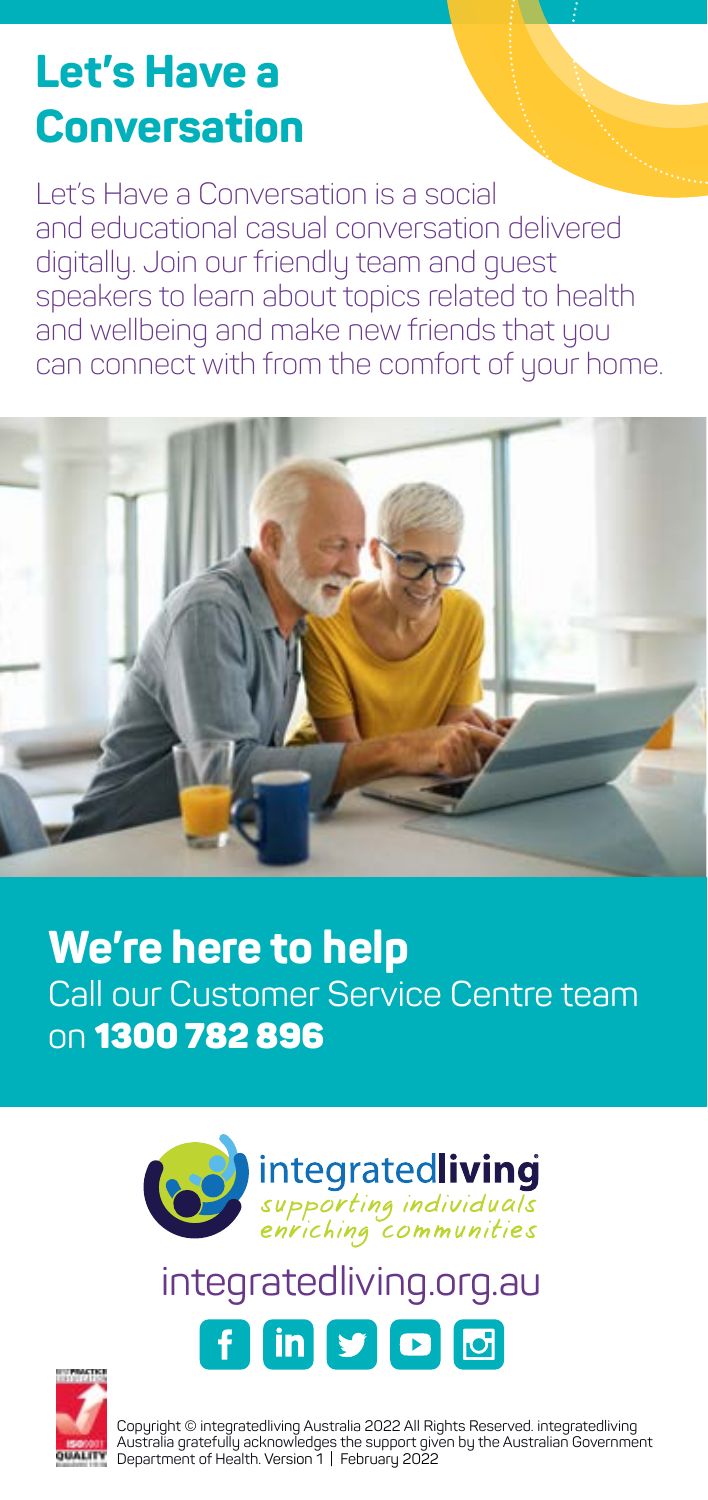# Let's Have a Conversation

Let's Have a Conversation is a social and educational casual conversation delivered digitally. Join our friendly team and guest speakers to learn about topics related to health and wellbeing and make new friends that you can connect with from the comfort of your home.

## We're here to help

Call our Customer Service Centre team on **1300 782 896**

integratedliving
*supporting individuals enriching communities*

integratedliving.org.au

Copyright © integratedliving Australia 2022 All Rights Reserved. integratedliving Australia gratefully acknowledges the support given by the Australian Government Department of Health. Version 1 | February 2022